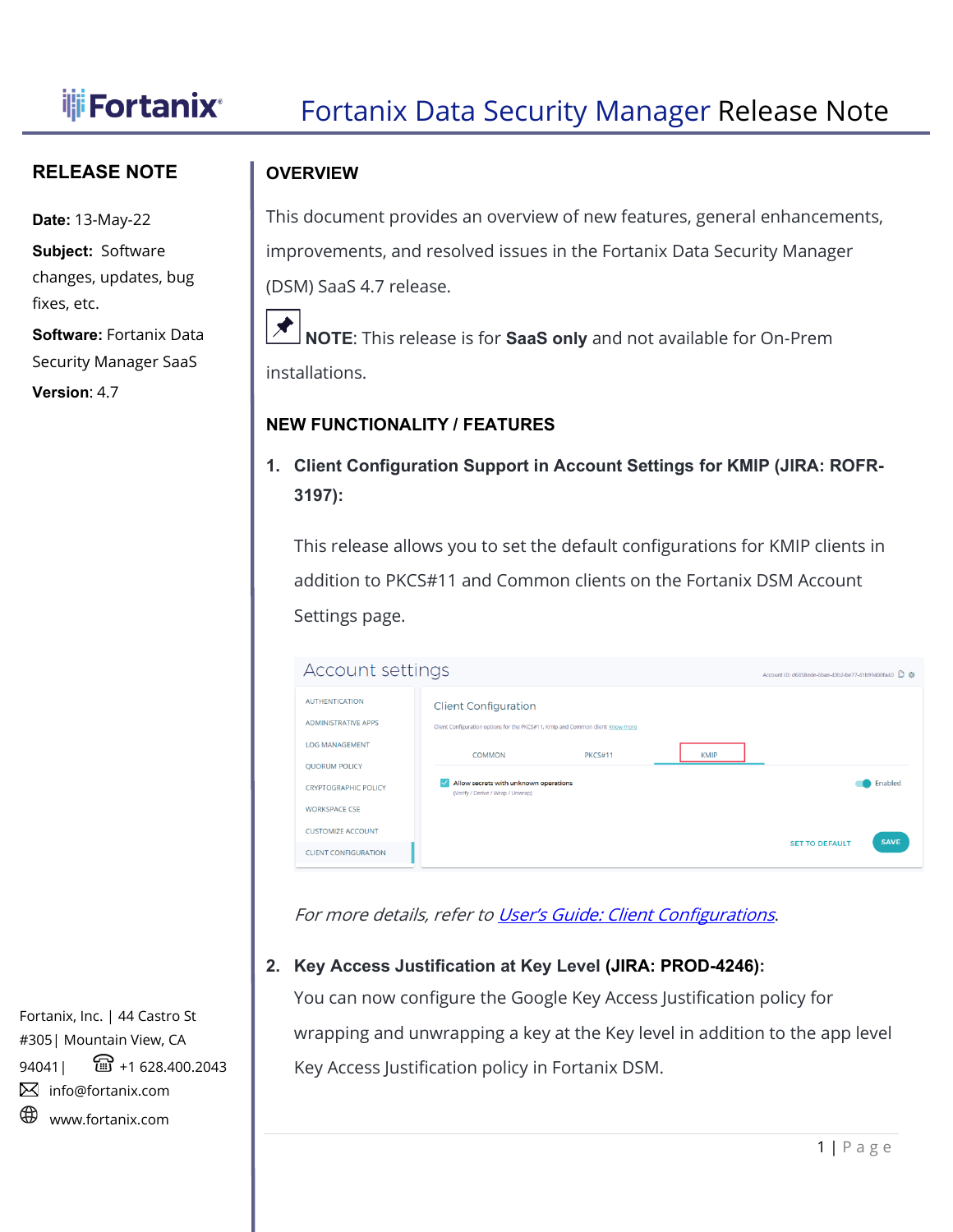# Fortanix Data Security Manager Release Note

## RELEASE NOTE

**Date:** 13-May-22

**Subject:** Software changes, updates, bug fixes, etc.

**Software:** Fortanix Data Security Manager SaaS

**Version**: 4.7

## OVERVIEW

This document provides an overview of new features, general enhancements, improvements, and resolved issues in the Fortanix Data Security Manager (DSM) SaaS 4.7 release.

**NOTE**: This release is for **SaaS only** and not available for On-Prem installations.

## NEW FUNCTIONALITY / FEATURES

1. **Client Configuration Support in Account Settings for KMIP (JIRA: ROFR-3197):**

   This release allows you to set the default configurations for KMIP clients in addition to PKCS#11 and Common clients on the Fortanix DSM Account Settings page.

   *For more details, refer to [User's Guide: Client Configurations](#).*

2. **Key Access Justification at Key Level (JIRA: PROD-4246):**

   You can now configure the Google Key Access Justification policy for wrapping and unwrapping a key at the Key level in addition to the app level Key Access Justification policy in Fortanix DSM.

Fortanix, Inc. | 44 Castro St #305| Mountain View, CA 94041| +1 628.400.2043
info@fortanix.com
www.fortanix.com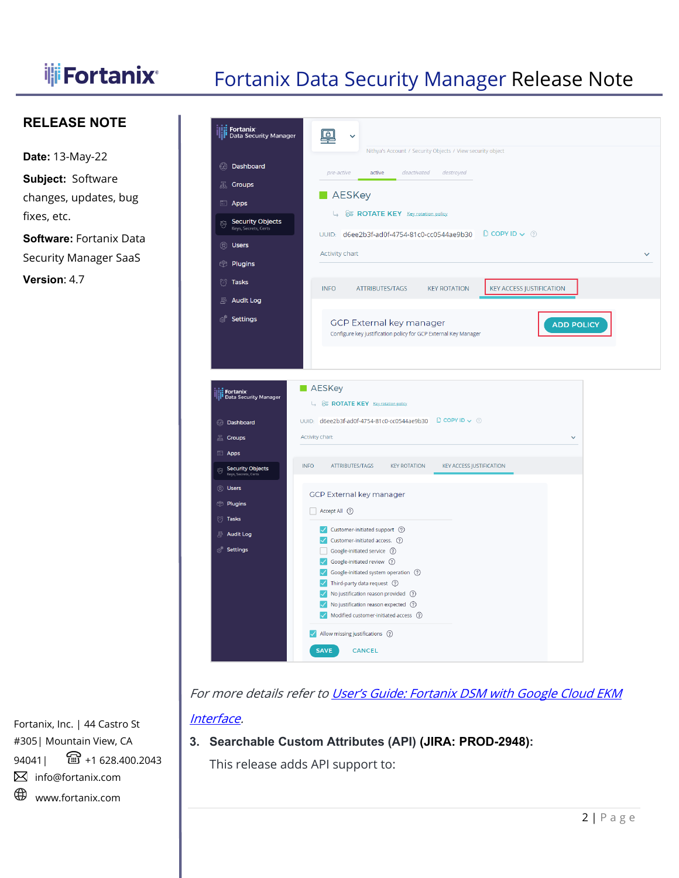## RELEASE NOTE

**Date:** 13-May-22

**Subject:** Software changes, updates, bug fixes, etc.

**Software:** Fortanix Data Security Manager SaaS

**Version**: 4.7

Fortanix, Inc. | 44 Castro St #305| Mountain View, CA 94041 | ☎ +1 628.400.2043
info@fortanix.com
www.fortanix.com

*For more details refer to [User's Guide: Fortanix DSM with Google Cloud EKM Interface](#).*

3. **Searchable Custom Attributes (API) (JIRA: PROD-2948):**

   This release adds API support to: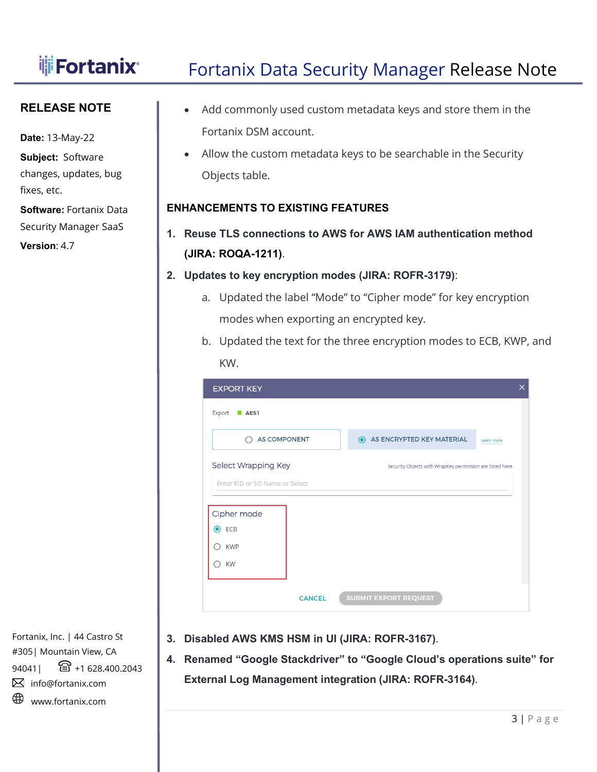## RELEASE NOTE

**Date:** 13-May-22

**Subject:** Software changes, updates, bug fixes, etc.

**Software:** Fortanix Data Security Manager SaaS

**Version**: 4.7

- Add commonly used custom metadata keys and store them in the Fortanix DSM account.
- Allow the custom metadata keys to be searchable in the Security Objects table.

### ENHANCEMENTS TO EXISTING FEATURES

1. **Reuse TLS connections to AWS for AWS IAM authentication method (JIRA: ROQA-1211)**.
2. **Updates to key encryption modes (JIRA: ROFR-3179)**:
   a. Updated the label "Mode" to "Cipher mode" for key encryption modes when exporting an encrypted key.
   b. Updated the text for the three encryption modes to ECB, KWP, and KW.
3. **Disabled AWS KMS HSM in UI (JIRA: ROFR-3167)**.
4. **Renamed "Google Stackdriver" to "Google Cloud's operations suite" for External Log Management integration (JIRA: ROFR-3164)**.

Fortanix, Inc. | 44 Castro St #305| Mountain View, CA 94041| +1 628.400.2043
info@fortanix.com
www.fortanix.com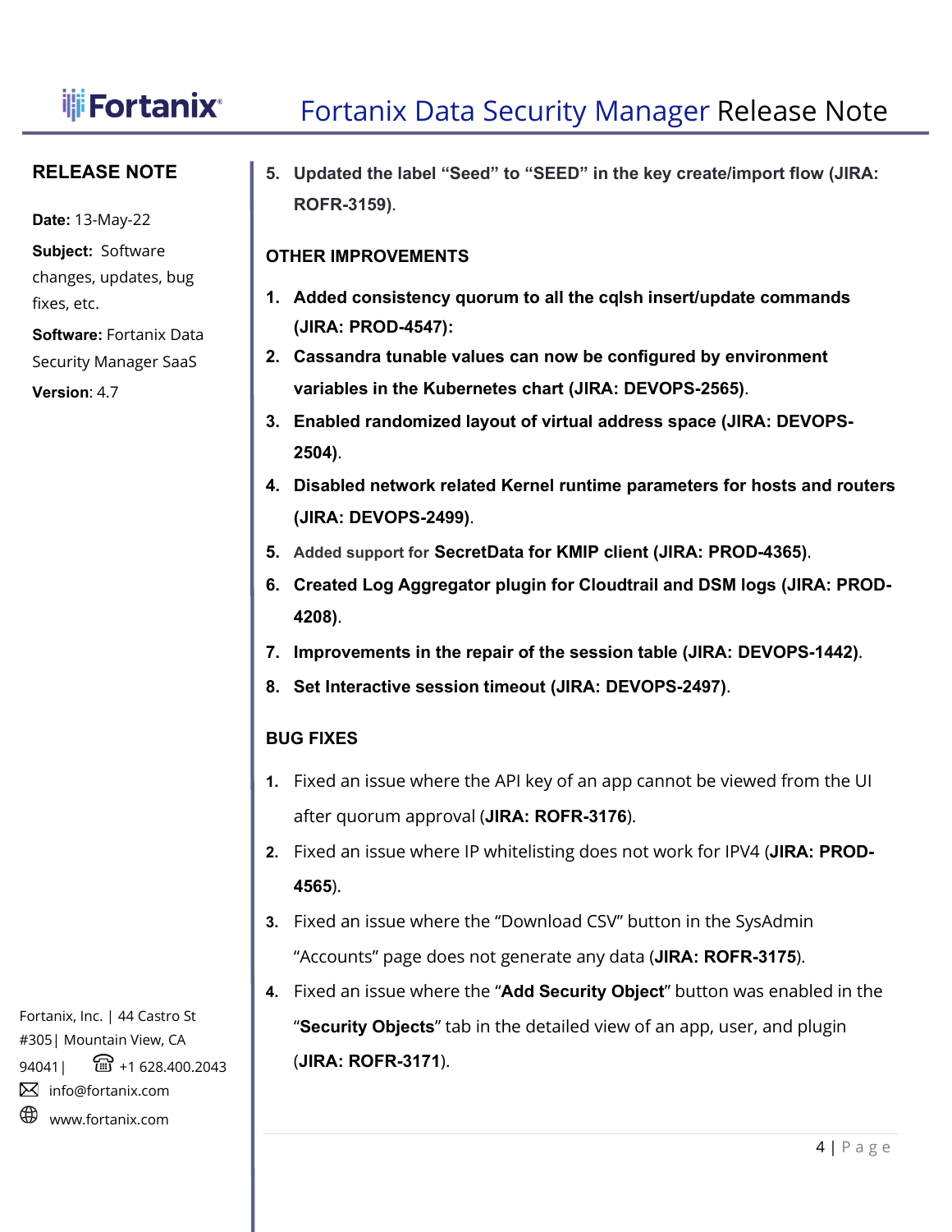**RELEASE NOTE**

**Date:** 13-May-22

**Subject:** Software changes, updates, bug fixes, etc.

**Software:** Fortanix Data Security Manager SaaS

**Version**: 4.7

5. **Updated the label "Seed" to "SEED" in the key create/import flow (JIRA: ROFR-3159)**.

**OTHER IMPROVEMENTS**

1. **Added consistency quorum to all the cqlsh insert/update commands (JIRA: PROD-4547):**
2. **Cassandra tunable values can now be configured by environment variables in the Kubernetes chart (JIRA: DEVOPS-2565)**.
3. **Enabled randomized layout of virtual address space (JIRA: DEVOPS-2504)**.
4. **Disabled network related Kernel runtime parameters for hosts and routers (JIRA: DEVOPS-2499)**.
5. **Added support for SecretData for KMIP client (JIRA: PROD-4365)**.
6. **Created Log Aggregator plugin for Cloudtrail and DSM logs (JIRA: PROD-4208)**.
7. **Improvements in the repair of the session table (JIRA: DEVOPS-1442)**.
8. **Set Interactive session timeout (JIRA: DEVOPS-2497)**.

**BUG FIXES**

1. Fixed an issue where the API key of an app cannot be viewed from the UI after quorum approval (**JIRA: ROFR-3176**).
2. Fixed an issue where IP whitelisting does not work for IPV4 (**JIRA: PROD-4565**).
3. Fixed an issue where the "Download CSV" button in the SysAdmin "Accounts" page does not generate any data (**JIRA: ROFR-3175**).
4. Fixed an issue where the "**Add Security Object**" button was enabled in the "**Security Objects**" tab in the detailed view of an app, user, and plugin (**JIRA: ROFR-3171**).

Fortanix, Inc. | 44 Castro St #305| Mountain View, CA 94041| +1 628.400.2043
info@fortanix.com
www.fortanix.com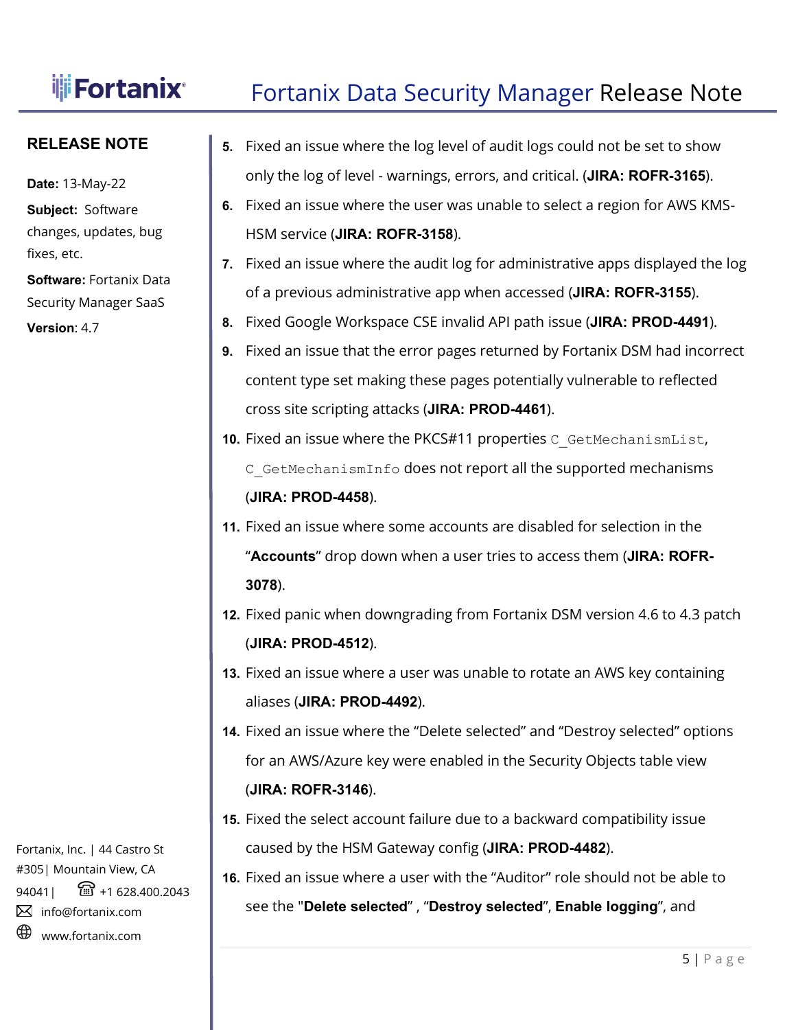**RELEASE NOTE**

**Date:** 13-May-22

**Subject:** Software changes, updates, bug fixes, etc.

**Software:** Fortanix Data Security Manager SaaS

**Version**: 4.7

Fortanix, Inc. | 44 Castro St #305| Mountain View, CA 94041| +1 628.400.2043
info@fortanix.com
www.fortanix.com

5. Fixed an issue where the log level of audit logs could not be set to show only the log of level - warnings, errors, and critical. (**JIRA: ROFR-3165**).
6. Fixed an issue where the user was unable to select a region for AWS KMS-HSM service (**JIRA: ROFR-3158**).
7. Fixed an issue where the audit log for administrative apps displayed the log of a previous administrative app when accessed (**JIRA: ROFR-3155**).
8. Fixed Google Workspace CSE invalid API path issue (**JIRA: PROD-4491**).
9. Fixed an issue that the error pages returned by Fortanix DSM had incorrect content type set making these pages potentially vulnerable to reflected cross site scripting attacks (**JIRA: PROD-4461**).
10. Fixed an issue where the PKCS#11 properties `C_GetMechanismList`, `C_GetMechanismInfo` does not report all the supported mechanisms (**JIRA: PROD-4458**).
11. Fixed an issue where some accounts are disabled for selection in the "**Accounts**" drop down when a user tries to access them (**JIRA: ROFR-3078**).
12. Fixed panic when downgrading from Fortanix DSM version 4.6 to 4.3 patch (**JIRA: PROD-4512**).
13. Fixed an issue where a user was unable to rotate an AWS key containing aliases (**JIRA: PROD-4492**).
14. Fixed an issue where the "Delete selected" and "Destroy selected" options for an AWS/Azure key were enabled in the Security Objects table view (**JIRA: ROFR-3146**).
15. Fixed the select account failure due to a backward compatibility issue caused by the HSM Gateway config (**JIRA: PROD-4482**).
16. Fixed an issue where a user with the "Auditor" role should not be able to see the "**Delete selected**" , "**Destroy selected**", **Enable logging**", and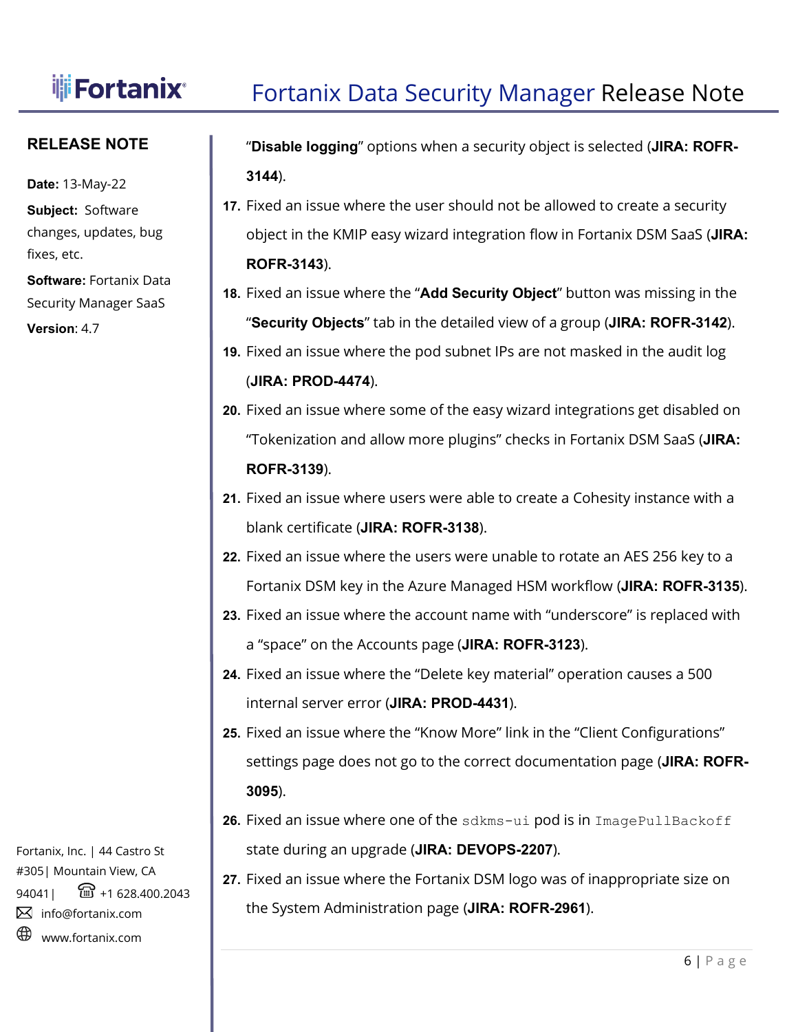"**Disable logging**" options when a security object is selected (**JIRA: ROFR-3144**).

17. Fixed an issue where the user should not be allowed to create a security object in the KMIP easy wizard integration flow in Fortanix DSM SaaS (**JIRA: ROFR-3143**).
18. Fixed an issue where the "**Add Security Object**" button was missing in the "**Security Objects**" tab in the detailed view of a group (**JIRA: ROFR-3142**).
19. Fixed an issue where the pod subnet IPs are not masked in the audit log (**JIRA: PROD-4474**).
20. Fixed an issue where some of the easy wizard integrations get disabled on "Tokenization and allow more plugins" checks in Fortanix DSM SaaS (**JIRA: ROFR-3139**).
21. Fixed an issue where users were able to create a Cohesity instance with a blank certificate (**JIRA: ROFR-3138**).
22. Fixed an issue where the users were unable to rotate an AES 256 key to a Fortanix DSM key in the Azure Managed HSM workflow (**JIRA: ROFR-3135**).
23. Fixed an issue where the account name with "underscore" is replaced with a "space" on the Accounts page (**JIRA: ROFR-3123**).
24. Fixed an issue where the "Delete key material" operation causes a 500 internal server error (**JIRA: PROD-4431**).
25. Fixed an issue where the "Know More" link in the "Client Configurations" settings page does not go to the correct documentation page (**JIRA: ROFR-3095**).
26. Fixed an issue where one of the `sdkms-ui` pod is in `ImagePullBackoff` state during an upgrade (**JIRA: DEVOPS-2207**).
27. Fixed an issue where the Fortanix DSM logo was of inappropriate size on the System Administration page (**JIRA: ROFR-2961**).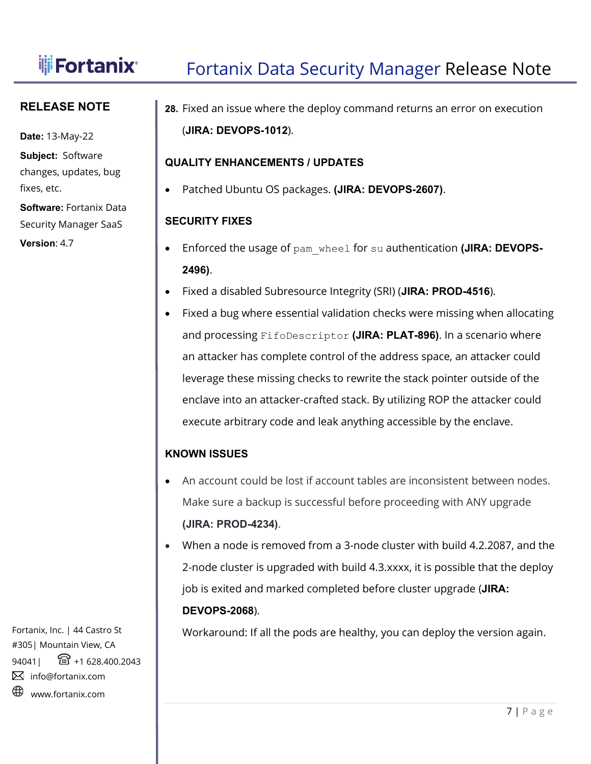**RELEASE NOTE**

**Date:** 13-May-22

**Subject:** Software changes, updates, bug fixes, etc.

**Software:** Fortanix Data Security Manager SaaS

**Version**: 4.7

28. Fixed an issue where the deploy command returns an error on execution (**JIRA: DEVOPS-1012**).

### QUALITY ENHANCEMENTS / UPDATES

- Patched Ubuntu OS packages. **(JIRA: DEVOPS-2607)**.

### SECURITY FIXES

- Enforced the usage of `pam_wheel` for `su` authentication **(JIRA: DEVOPS-2496)**.
- Fixed a disabled Subresource Integrity (SRI) (**JIRA: PROD-4516**).
- Fixed a bug where essential validation checks were missing when allocating and processing `FifoDescriptor` **(JIRA: PLAT-896)**. In a scenario where an attacker has complete control of the address space, an attacker could leverage these missing checks to rewrite the stack pointer outside of the enclave into an attacker-crafted stack. By utilizing ROP the attacker could execute arbitrary code and leak anything accessible by the enclave.

### KNOWN ISSUES

- An account could be lost if account tables are inconsistent between nodes. Make sure a backup is successful before proceeding with ANY upgrade **(JIRA: PROD-4234)**.
- When a node is removed from a 3-node cluster with build 4.2.2087, and the 2-node cluster is upgraded with build 4.3.xxxx, it is possible that the deploy job is exited and marked completed before cluster upgrade (**JIRA: DEVOPS-2068**).

  Workaround: If all the pods are healthy, you can deploy the version again.

Fortanix, Inc. | 44 Castro St #305| Mountain View, CA 94041| +1 628.400.2043
info@fortanix.com
www.fortanix.com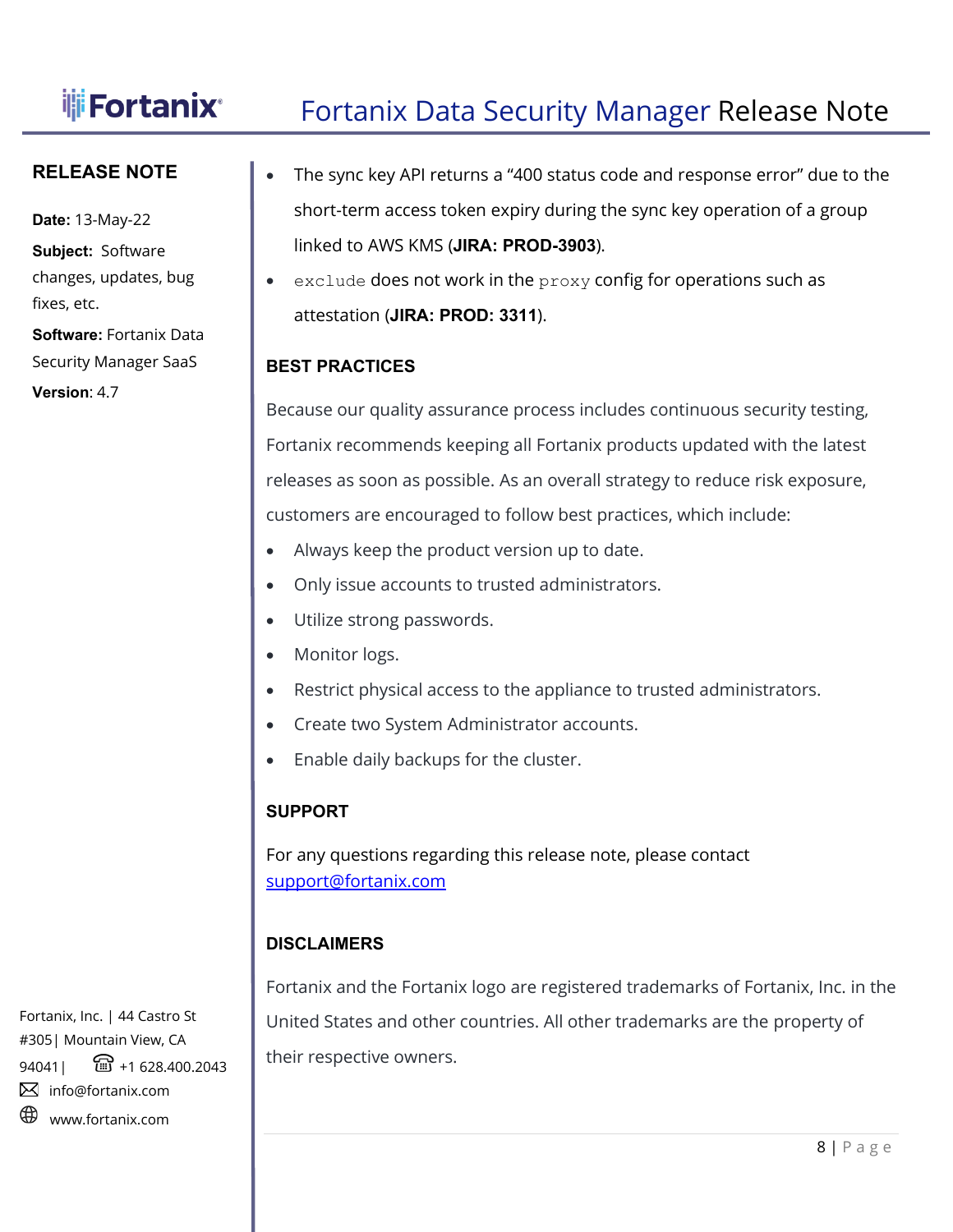**RELEASE NOTE**

**Date:** 13-May-22

**Subject:** Software changes, updates, bug fixes, etc.

**Software:** Fortanix Data Security Manager SaaS

**Version**: 4.7

- The sync key API returns a "400 status code and response error" due to the short-term access token expiry during the sync key operation of a group linked to AWS KMS (**JIRA: PROD-3903**).
- `exclude` does not work in the `proxy` config for operations such as attestation (**JIRA: PROD: 3311**).

## BEST PRACTICES

Because our quality assurance process includes continuous security testing, Fortanix recommends keeping all Fortanix products updated with the latest releases as soon as possible. As an overall strategy to reduce risk exposure, customers are encouraged to follow best practices, which include:

- Always keep the product version up to date.
- Only issue accounts to trusted administrators.
- Utilize strong passwords.
- Monitor logs.
- Restrict physical access to the appliance to trusted administrators.
- Create two System Administrator accounts.
- Enable daily backups for the cluster.

## SUPPORT

For any questions regarding this release note, please contact support@fortanix.com

## DISCLAIMERS

Fortanix and the Fortanix logo are registered trademarks of Fortanix, Inc. in the United States and other countries. All other trademarks are the property of their respective owners.

Fortanix, Inc. | 44 Castro St #305| Mountain View, CA 94041| +1 628.400.2043
info@fortanix.com
www.fortanix.com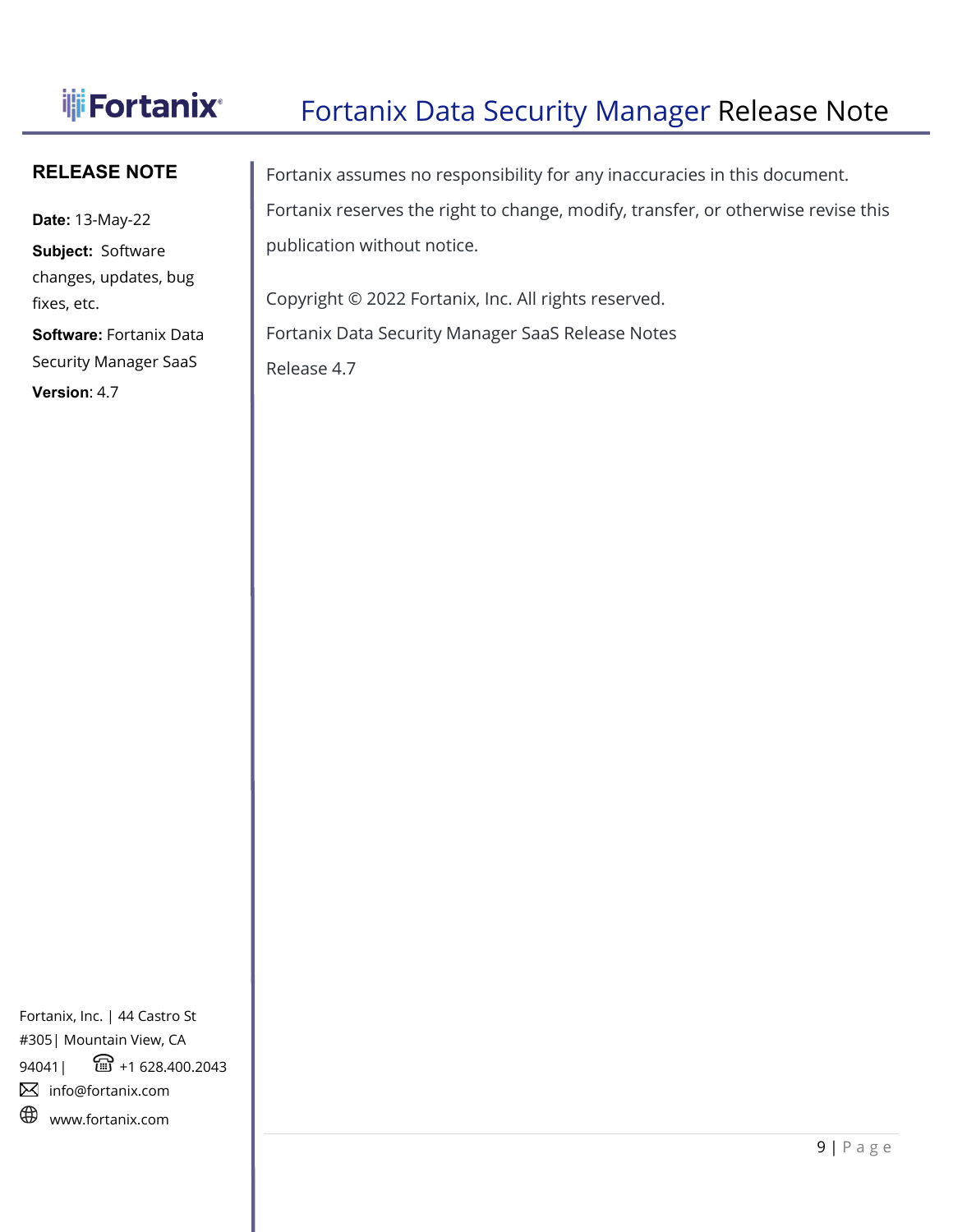**RELEASE NOTE**

**Date:** 13-May-22

**Subject:** Software changes, updates, bug fixes, etc.

**Software:** Fortanix Data Security Manager SaaS

**Version**: 4.7

Fortanix assumes no responsibility for any inaccuracies in this document. Fortanix reserves the right to change, modify, transfer, or otherwise revise this publication without notice.

Copyright © 2022 Fortanix, Inc. All rights reserved.

Fortanix Data Security Manager SaaS Release Notes

Release 4.7

Fortanix, Inc. | 44 Castro St #305| Mountain View, CA 94041| +1 628.400.2043

info@fortanix.com

www.fortanix.com